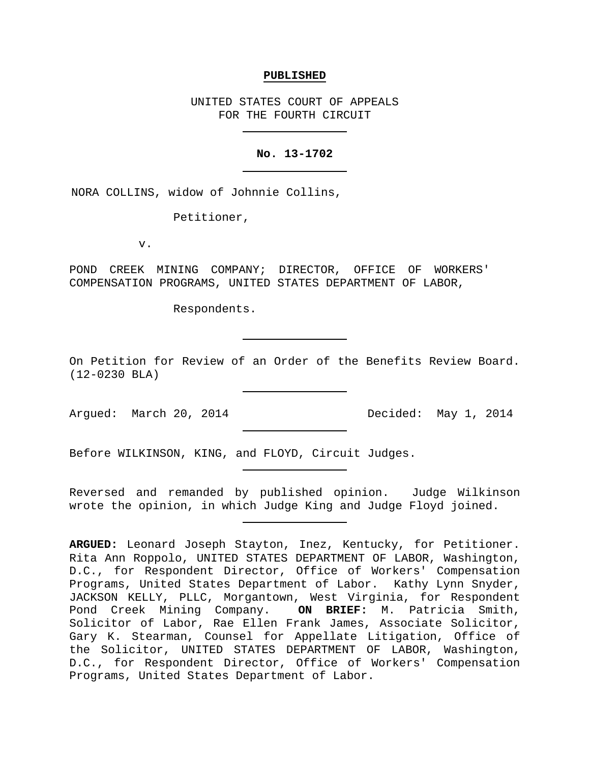**PUBLISHED**

UNITED STATES COURT OF APPEALS
FOR THE FOURTH CIRCUIT

---

**No. 13-1702**

---

NORA COLLINS, widow of Johnnie Collins,

Petitioner,

v.

POND CREEK MINING COMPANY; DIRECTOR, OFFICE OF WORKERS' COMPENSATION PROGRAMS, UNITED STATES DEPARTMENT OF LABOR,

Respondents.

---

On Petition for Review of an Order of the Benefits Review Board. (12-0230 BLA)

---

Argued: March 20, 2014 Decided: May 1, 2014

---

Before WILKINSON, KING, and FLOYD, Circuit Judges.

---

Reversed and remanded by published opinion. Judge Wilkinson wrote the opinion, in which Judge King and Judge Floyd joined.

---

**ARGUED:** Leonard Joseph Stayton, Inez, Kentucky, for Petitioner. Rita Ann Roppolo, UNITED STATES DEPARTMENT OF LABOR, Washington, D.C., for Respondent Director, Office of Workers' Compensation Programs, United States Department of Labor. Kathy Lynn Snyder, JACKSON KELLY, PLLC, Morgantown, West Virginia, for Respondent Pond Creek Mining Company. **ON BRIEF:** M. Patricia Smith, Solicitor of Labor, Rae Ellen Frank James, Associate Solicitor, Gary K. Stearman, Counsel for Appellate Litigation, Office of the Solicitor, UNITED STATES DEPARTMENT OF LABOR, Washington, D.C., for Respondent Director, Office of Workers' Compensation Programs, United States Department of Labor.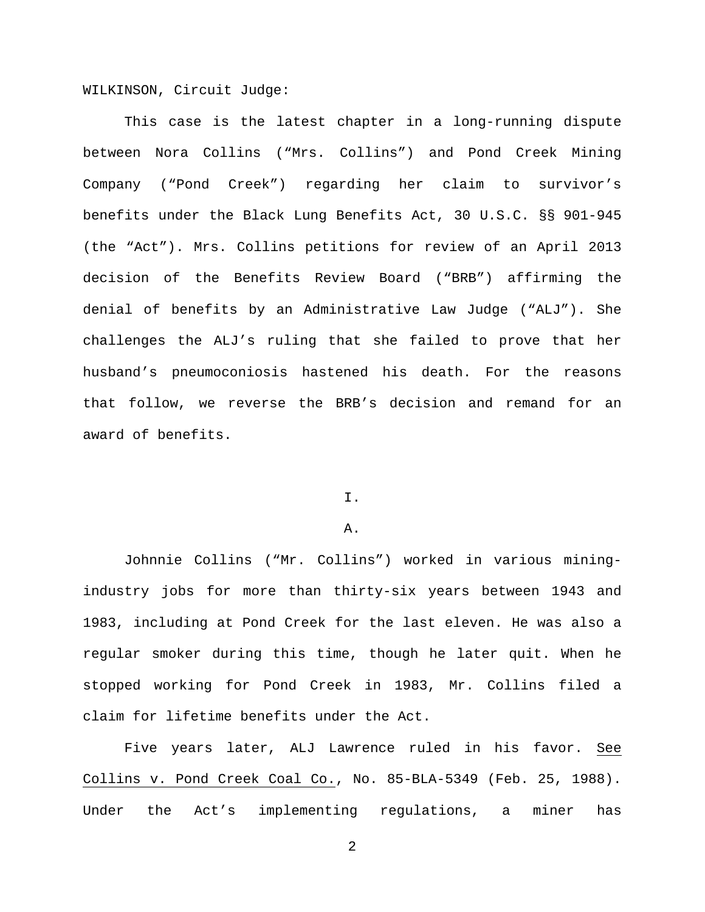WILKINSON, Circuit Judge:

This case is the latest chapter in a long-running dispute between Nora Collins ("Mrs. Collins") and Pond Creek Mining Company ("Pond Creek") regarding her claim to survivor's benefits under the Black Lung Benefits Act, 30 U.S.C. §§ 901-945 (the "Act"). Mrs. Collins petitions for review of an April 2013 decision of the Benefits Review Board ("BRB") affirming the denial of benefits by an Administrative Law Judge ("ALJ"). She challenges the ALJ's ruling that she failed to prove that her husband's pneumoconiosis hastened his death. For the reasons that follow, we reverse the BRB's decision and remand for an award of benefits.

# I.

## A.

Johnnie Collins ("Mr. Collins") worked in various mining-industry jobs for more than thirty-six years between 1943 and 1983, including at Pond Creek for the last eleven. He was also a regular smoker during this time, though he later quit. When he stopped working for Pond Creek in 1983, Mr. Collins filed a claim for lifetime benefits under the Act.

Five years later, ALJ Lawrence ruled in his favor. See Collins v. Pond Creek Coal Co., No. 85-BLA-5349 (Feb. 25, 1988). Under the Act's implementing regulations, a miner has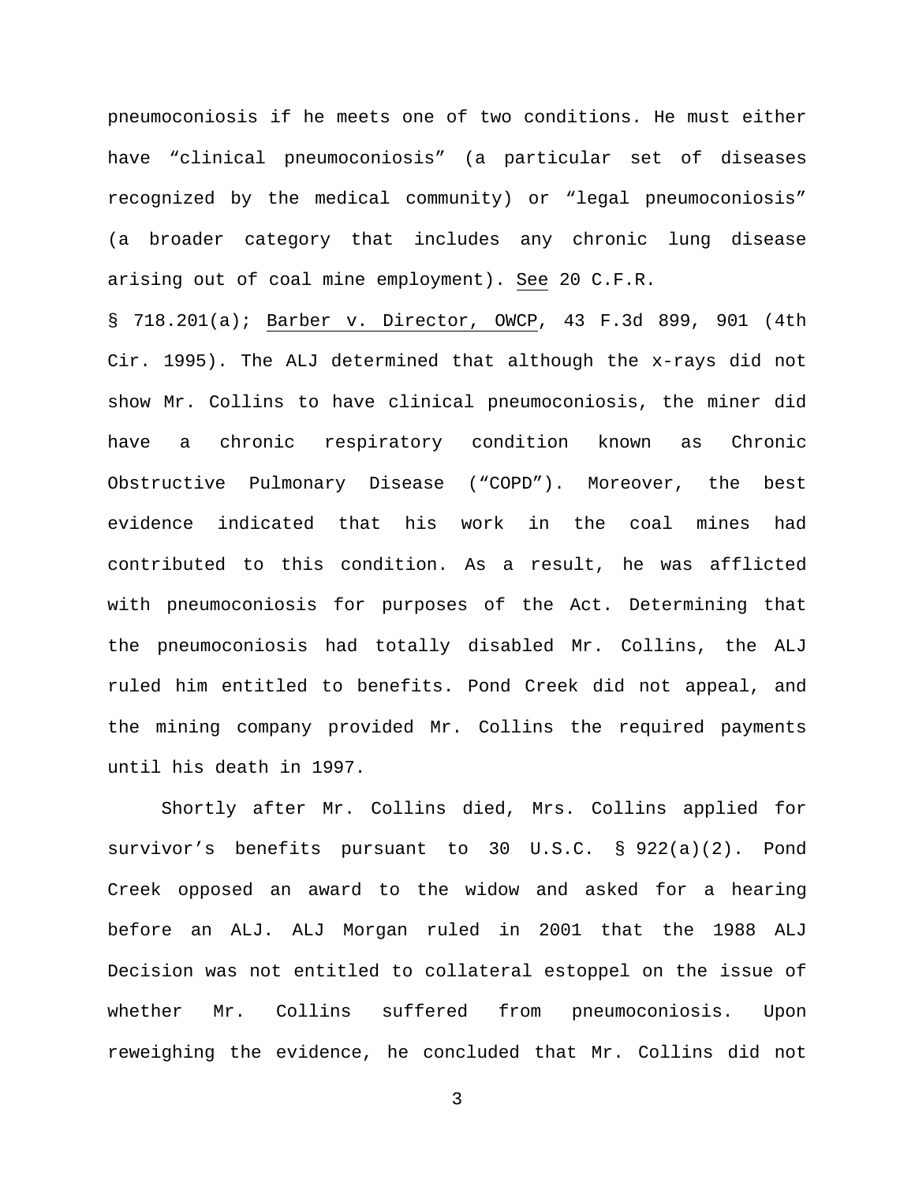pneumoconiosis if he meets one of two conditions. He must either have "clinical pneumoconiosis" (a particular set of diseases recognized by the medical community) or "legal pneumoconiosis" (a broader category that includes any chronic lung disease arising out of coal mine employment). See 20 C.F.R. § 718.201(a); Barber v. Director, OWCP, 43 F.3d 899, 901 (4th Cir. 1995). The ALJ determined that although the x-rays did not show Mr. Collins to have clinical pneumoconiosis, the miner did have a chronic respiratory condition known as Chronic Obstructive Pulmonary Disease ("COPD"). Moreover, the best evidence indicated that his work in the coal mines had contributed to this condition. As a result, he was afflicted with pneumoconiosis for purposes of the Act. Determining that the pneumoconiosis had totally disabled Mr. Collins, the ALJ ruled him entitled to benefits. Pond Creek did not appeal, and the mining company provided Mr. Collins the required payments until his death in 1997.

Shortly after Mr. Collins died, Mrs. Collins applied for survivor's benefits pursuant to 30 U.S.C. § 922(a)(2). Pond Creek opposed an award to the widow and asked for a hearing before an ALJ. ALJ Morgan ruled in 2001 that the 1988 ALJ Decision was not entitled to collateral estoppel on the issue of whether Mr. Collins suffered from pneumoconiosis. Upon reweighing the evidence, he concluded that Mr. Collins did not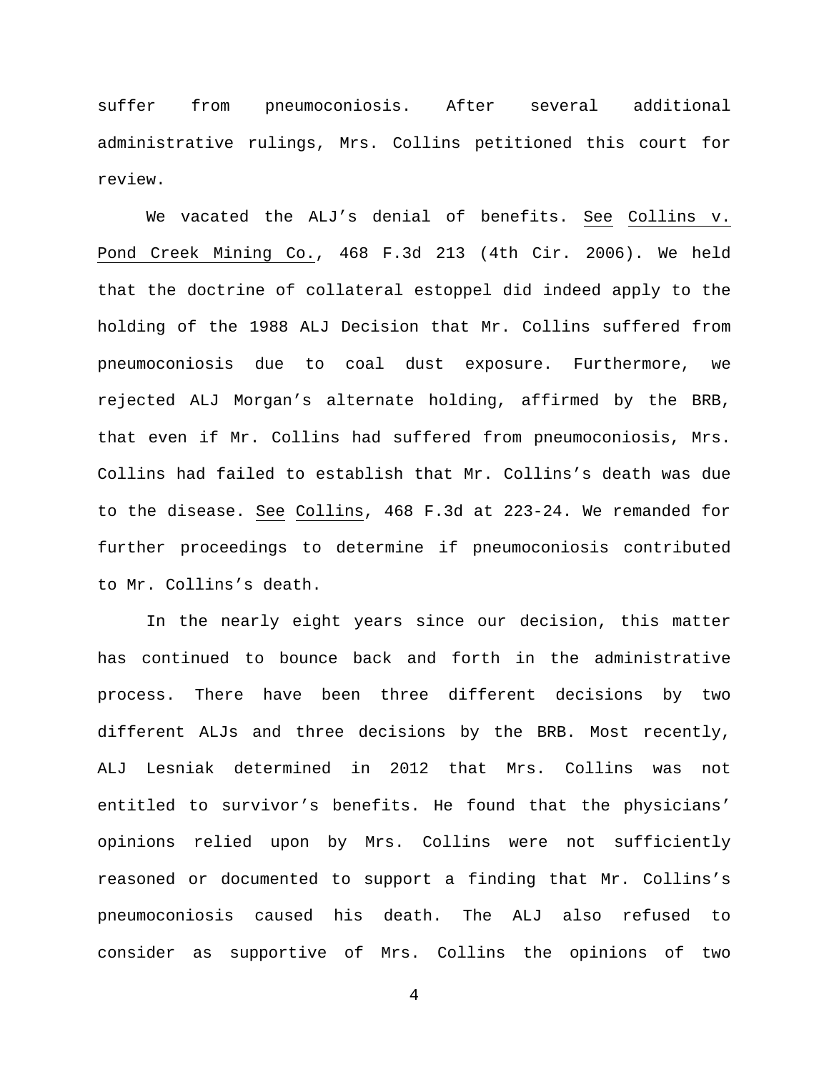suffer from pneumoconiosis. After several additional administrative rulings, Mrs. Collins petitioned this court for review.

We vacated the ALJ's denial of benefits. See Collins v. Pond Creek Mining Co., 468 F.3d 213 (4th Cir. 2006). We held that the doctrine of collateral estoppel did indeed apply to the holding of the 1988 ALJ Decision that Mr. Collins suffered from pneumoconiosis due to coal dust exposure. Furthermore, we rejected ALJ Morgan's alternate holding, affirmed by the BRB, that even if Mr. Collins had suffered from pneumoconiosis, Mrs. Collins had failed to establish that Mr. Collins's death was due to the disease. See Collins, 468 F.3d at 223-24. We remanded for further proceedings to determine if pneumoconiosis contributed to Mr. Collins's death.

In the nearly eight years since our decision, this matter has continued to bounce back and forth in the administrative process. There have been three different decisions by two different ALJs and three decisions by the BRB. Most recently, ALJ Lesniak determined in 2012 that Mrs. Collins was not entitled to survivor's benefits. He found that the physicians' opinions relied upon by Mrs. Collins were not sufficiently reasoned or documented to support a finding that Mr. Collins's pneumoconiosis caused his death. The ALJ also refused to consider as supportive of Mrs. Collins the opinions of two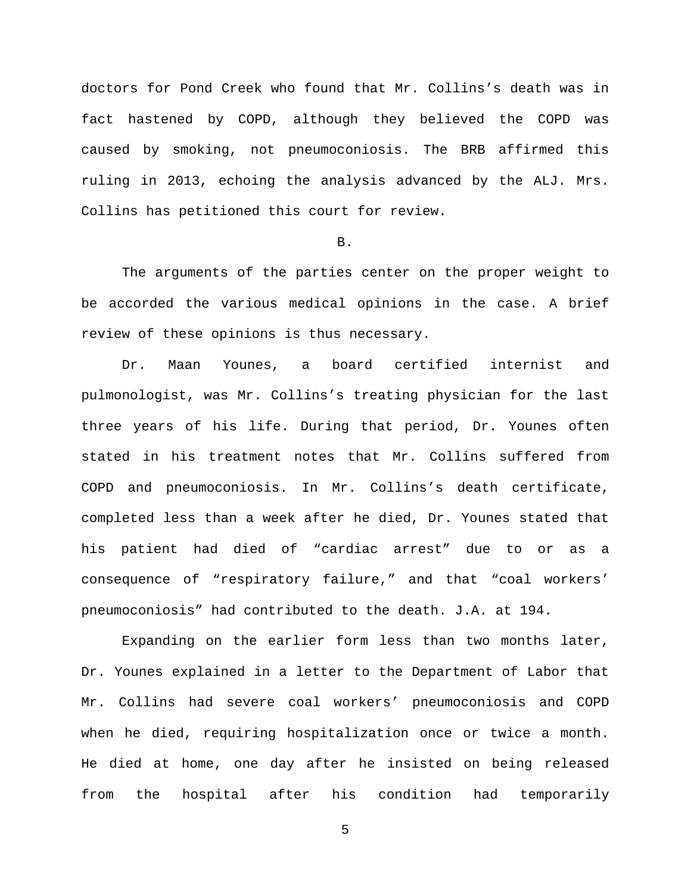doctors for Pond Creek who found that Mr. Collins's death was in fact hastened by COPD, although they believed the COPD was caused by smoking, not pneumoconiosis. The BRB affirmed this ruling in 2013, echoing the analysis advanced by the ALJ. Mrs. Collins has petitioned this court for review.

B.

The arguments of the parties center on the proper weight to be accorded the various medical opinions in the case. A brief review of these opinions is thus necessary.

Dr. Maan Younes, a board certified internist and pulmonologist, was Mr. Collins's treating physician for the last three years of his life. During that period, Dr. Younes often stated in his treatment notes that Mr. Collins suffered from COPD and pneumoconiosis. In Mr. Collins's death certificate, completed less than a week after he died, Dr. Younes stated that his patient had died of "cardiac arrest" due to or as a consequence of "respiratory failure," and that "coal workers' pneumoconiosis" had contributed to the death. J.A. at 194.

Expanding on the earlier form less than two months later, Dr. Younes explained in a letter to the Department of Labor that Mr. Collins had severe coal workers' pneumoconiosis and COPD when he died, requiring hospitalization once or twice a month. He died at home, one day after he insisted on being released from the hospital after his condition had temporarily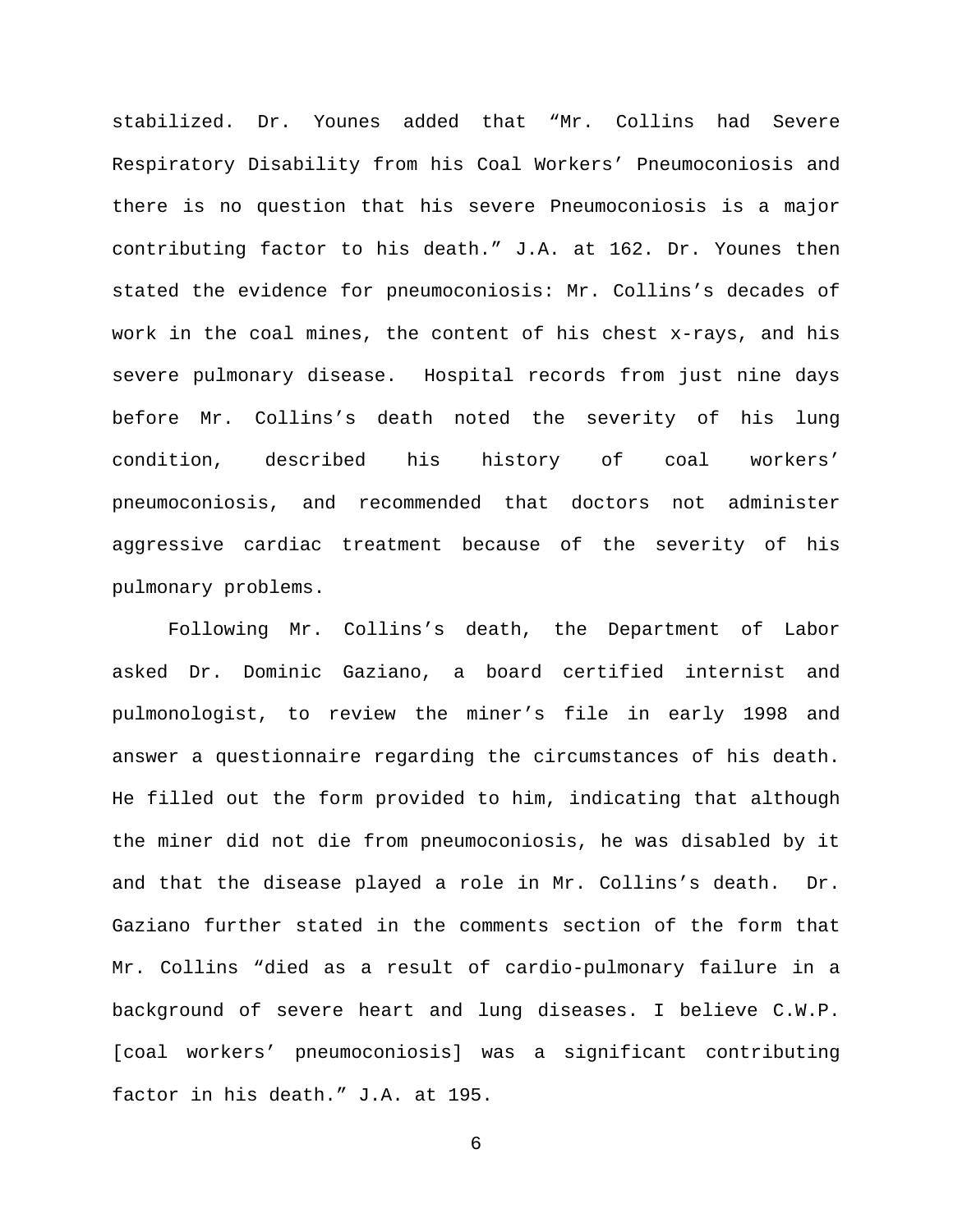stabilized. Dr. Younes added that "Mr. Collins had Severe Respiratory Disability from his Coal Workers' Pneumoconiosis and there is no question that his severe Pneumoconiosis is a major contributing factor to his death." J.A. at 162. Dr. Younes then stated the evidence for pneumoconiosis: Mr. Collins's decades of work in the coal mines, the content of his chest x-rays, and his severe pulmonary disease. Hospital records from just nine days before Mr. Collins's death noted the severity of his lung condition, described his history of coal workers' pneumoconiosis, and recommended that doctors not administer aggressive cardiac treatment because of the severity of his pulmonary problems.

Following Mr. Collins's death, the Department of Labor asked Dr. Dominic Gaziano, a board certified internist and pulmonologist, to review the miner's file in early 1998 and answer a questionnaire regarding the circumstances of his death. He filled out the form provided to him, indicating that although the miner did not die from pneumoconiosis, he was disabled by it and that the disease played a role in Mr. Collins's death. Dr. Gaziano further stated in the comments section of the form that Mr. Collins "died as a result of cardio-pulmonary failure in a background of severe heart and lung diseases. I believe C.W.P. [coal workers' pneumoconiosis] was a significant contributing factor in his death." J.A. at 195.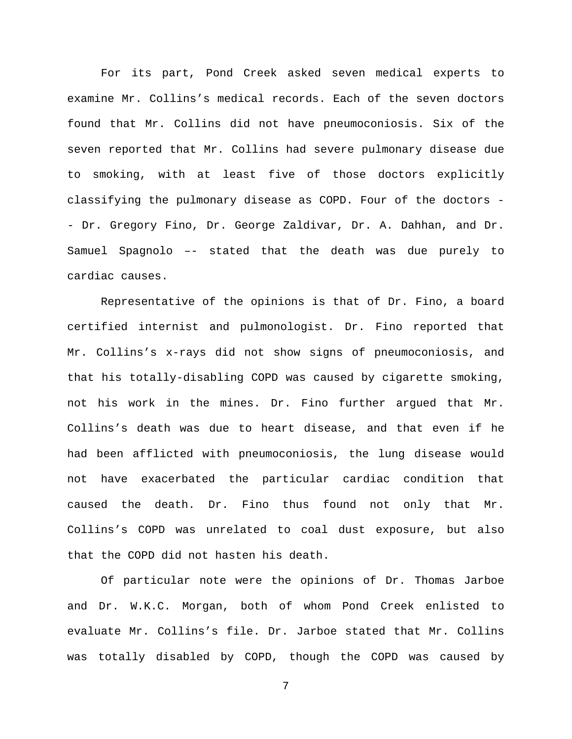For its part, Pond Creek asked seven medical experts to examine Mr. Collins's medical records. Each of the seven doctors found that Mr. Collins did not have pneumoconiosis. Six of the seven reported that Mr. Collins had severe pulmonary disease due to smoking, with at least five of those doctors explicitly classifying the pulmonary disease as COPD. Four of the doctors -- Dr. Gregory Fino, Dr. George Zaldivar, Dr. A. Dahhan, and Dr. Samuel Spagnolo –- stated that the death was due purely to cardiac causes.

Representative of the opinions is that of Dr. Fino, a board certified internist and pulmonologist. Dr. Fino reported that Mr. Collins's x-rays did not show signs of pneumoconiosis, and that his totally-disabling COPD was caused by cigarette smoking, not his work in the mines. Dr. Fino further argued that Mr. Collins's death was due to heart disease, and that even if he had been afflicted with pneumoconiosis, the lung disease would not have exacerbated the particular cardiac condition that caused the death. Dr. Fino thus found not only that Mr. Collins's COPD was unrelated to coal dust exposure, but also that the COPD did not hasten his death.

Of particular note were the opinions of Dr. Thomas Jarboe and Dr. W.K.C. Morgan, both of whom Pond Creek enlisted to evaluate Mr. Collins's file. Dr. Jarboe stated that Mr. Collins was totally disabled by COPD, though the COPD was caused by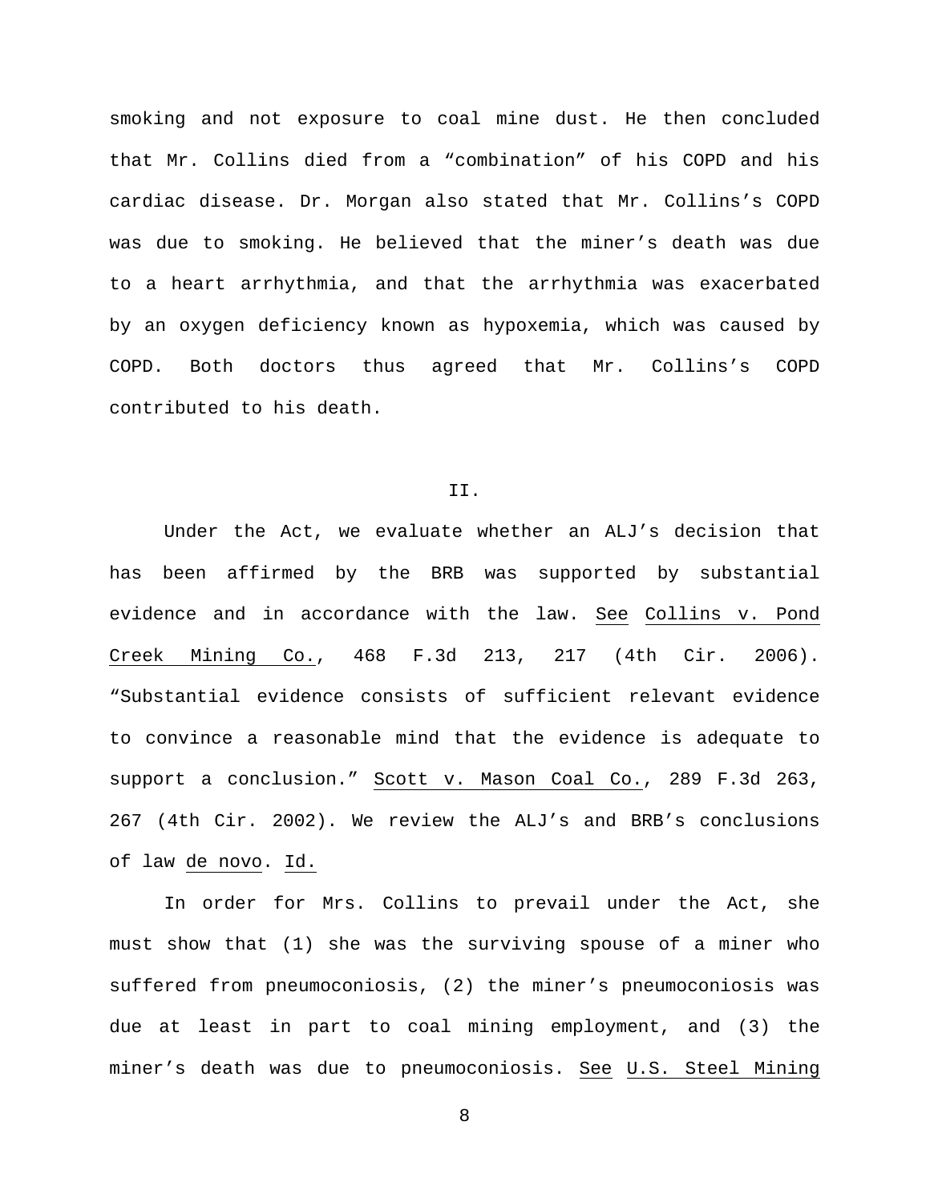smoking and not exposure to coal mine dust. He then concluded that Mr. Collins died from a "combination" of his COPD and his cardiac disease. Dr. Morgan also stated that Mr. Collins's COPD was due to smoking. He believed that the miner's death was due to a heart arrhythmia, and that the arrhythmia was exacerbated by an oxygen deficiency known as hypoxemia, which was caused by COPD. Both doctors thus agreed that Mr. Collins's COPD contributed to his death.

## II.

Under the Act, we evaluate whether an ALJ's decision that has been affirmed by the BRB was supported by substantial evidence and in accordance with the law. See Collins v. Pond Creek Mining Co., 468 F.3d 213, 217 (4th Cir. 2006). "Substantial evidence consists of sufficient relevant evidence to convince a reasonable mind that the evidence is adequate to support a conclusion." Scott v. Mason Coal Co., 289 F.3d 263, 267 (4th Cir. 2002). We review the ALJ's and BRB's conclusions of law de novo. Id.

In order for Mrs. Collins to prevail under the Act, she must show that (1) she was the surviving spouse of a miner who suffered from pneumoconiosis, (2) the miner's pneumoconiosis was due at least in part to coal mining employment, and (3) the miner's death was due to pneumoconiosis. See U.S. Steel Mining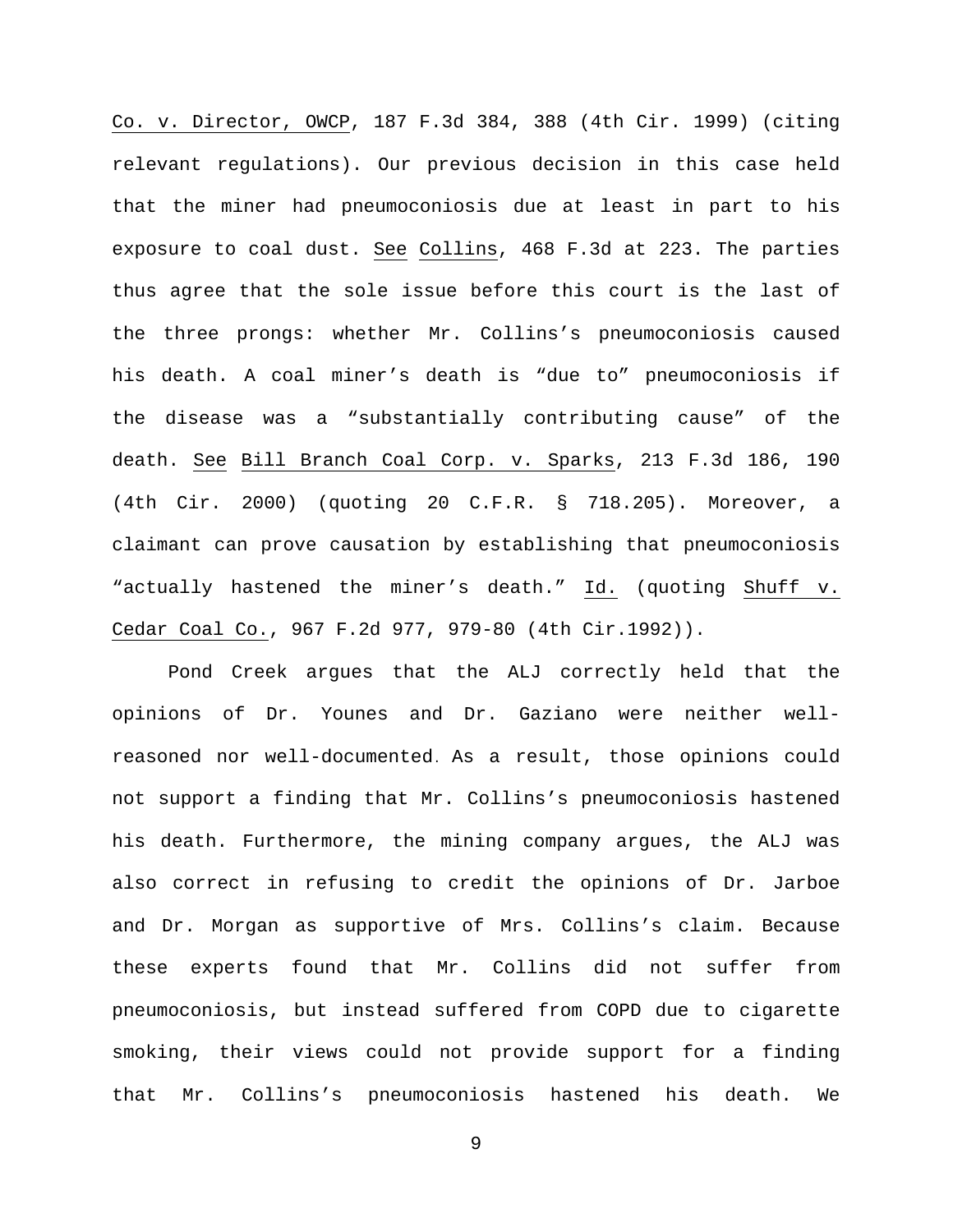Co. v. Director, OWCP, 187 F.3d 384, 388 (4th Cir. 1999) (citing relevant regulations). Our previous decision in this case held that the miner had pneumoconiosis due at least in part to his exposure to coal dust. See Collins, 468 F.3d at 223. The parties thus agree that the sole issue before this court is the last of the three prongs: whether Mr. Collins's pneumoconiosis caused his death. A coal miner's death is "due to" pneumoconiosis if the disease was a "substantially contributing cause" of the death. See Bill Branch Coal Corp. v. Sparks, 213 F.3d 186, 190 (4th Cir. 2000) (quoting 20 C.F.R. § 718.205). Moreover, a claimant can prove causation by establishing that pneumoconiosis "actually hastened the miner's death." Id. (quoting Shuff v. Cedar Coal Co., 967 F.2d 977, 979-80 (4th Cir.1992)).

Pond Creek argues that the ALJ correctly held that the opinions of Dr. Younes and Dr. Gaziano were neither well-reasoned nor well-documented. As a result, those opinions could not support a finding that Mr. Collins's pneumoconiosis hastened his death. Furthermore, the mining company argues, the ALJ was also correct in refusing to credit the opinions of Dr. Jarboe and Dr. Morgan as supportive of Mrs. Collins's claim. Because these experts found that Mr. Collins did not suffer from pneumoconiosis, but instead suffered from COPD due to cigarette smoking, their views could not provide support for a finding that Mr. Collins's pneumoconiosis hastened his death. We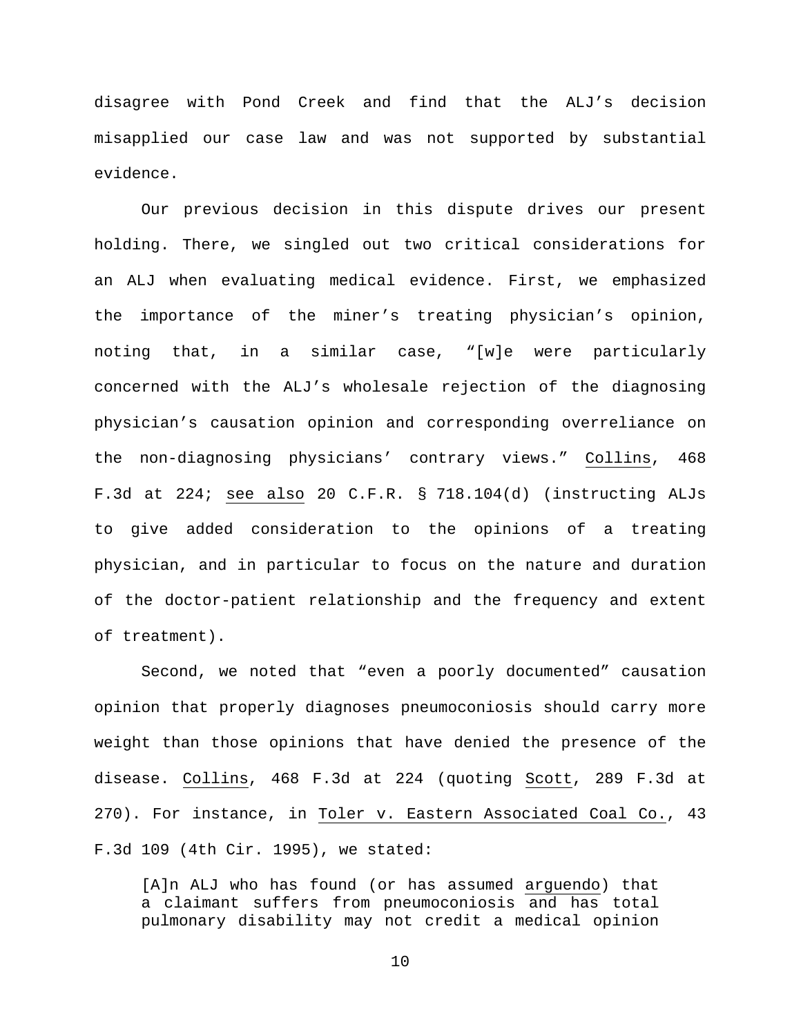disagree with Pond Creek and find that the ALJ's decision misapplied our case law and was not supported by substantial evidence.

Our previous decision in this dispute drives our present holding. There, we singled out two critical considerations for an ALJ when evaluating medical evidence. First, we emphasized the importance of the miner's treating physician's opinion, noting that, in a similar case, "[w]e were particularly concerned with the ALJ's wholesale rejection of the diagnosing physician's causation opinion and corresponding overreliance on the non-diagnosing physicians' contrary views." Collins, 468 F.3d at 224; see also 20 C.F.R. § 718.104(d) (instructing ALJs to give added consideration to the opinions of a treating physician, and in particular to focus on the nature and duration of the doctor-patient relationship and the frequency and extent of treatment).

Second, we noted that "even a poorly documented" causation opinion that properly diagnoses pneumoconiosis should carry more weight than those opinions that have denied the presence of the disease. Collins, 468 F.3d at 224 (quoting Scott, 289 F.3d at 270). For instance, in Toler v. Eastern Associated Coal Co., 43 F.3d 109 (4th Cir. 1995), we stated:

> [A]n ALJ who has found (or has assumed arguendo) that a claimant suffers from pneumoconiosis and has total pulmonary disability may not credit a medical opinion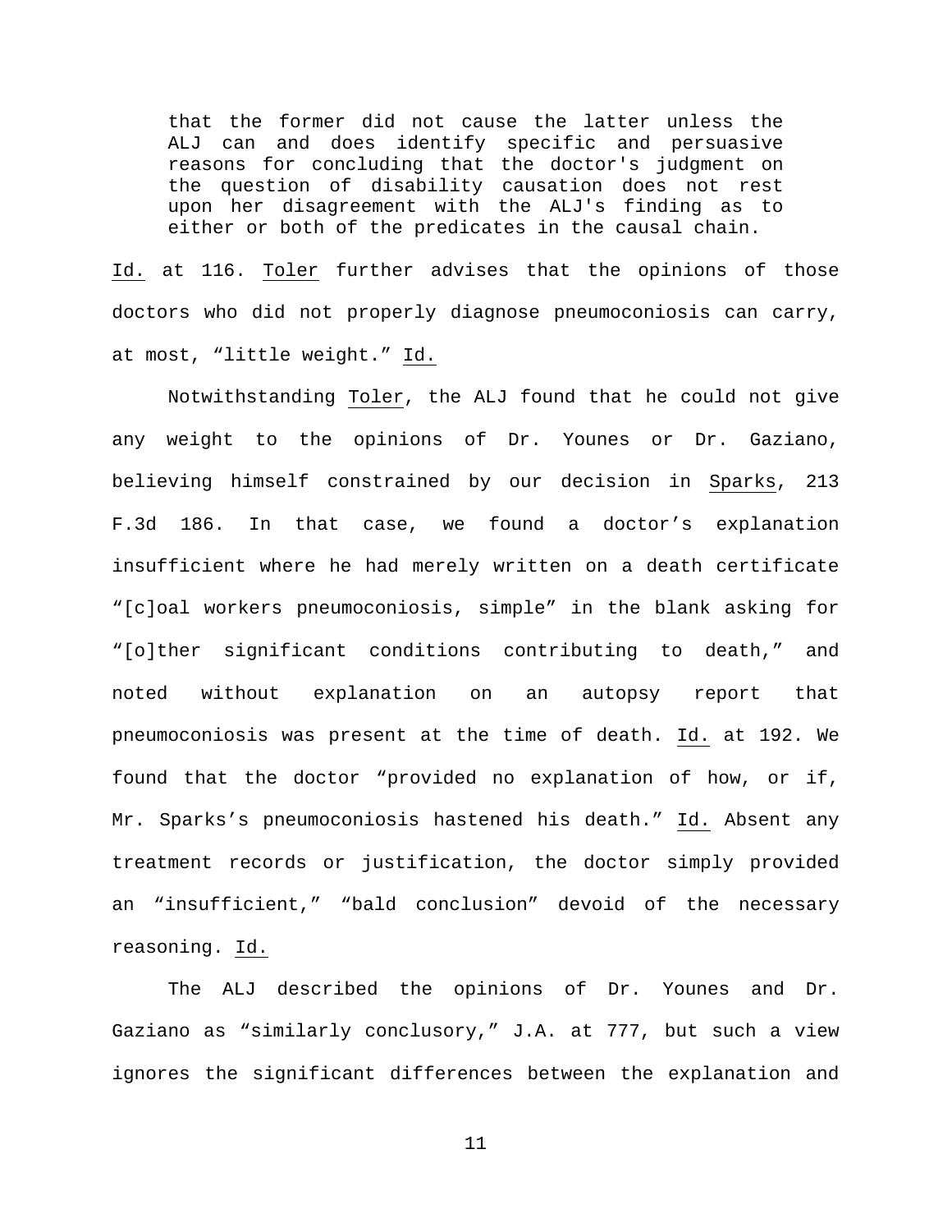> that the former did not cause the latter unless the ALJ can and does identify specific and persuasive reasons for concluding that the doctor's judgment on the question of disability causation does not rest upon her disagreement with the ALJ's finding as to either or both of the predicates in the causal chain.

Id. at 116. Toler further advises that the opinions of those doctors who did not properly diagnose pneumoconiosis can carry, at most, "little weight." Id.

Notwithstanding Toler, the ALJ found that he could not give any weight to the opinions of Dr. Younes or Dr. Gaziano, believing himself constrained by our decision in Sparks, 213 F.3d 186. In that case, we found a doctor's explanation insufficient where he had merely written on a death certificate "[c]oal workers pneumoconiosis, simple" in the blank asking for "[o]ther significant conditions contributing to death," and noted without explanation on an autopsy report that pneumoconiosis was present at the time of death. Id. at 192. We found that the doctor "provided no explanation of how, or if, Mr. Sparks's pneumoconiosis hastened his death." Id. Absent any treatment records or justification, the doctor simply provided an "insufficient," "bald conclusion" devoid of the necessary reasoning. Id.

The ALJ described the opinions of Dr. Younes and Dr. Gaziano as "similarly conclusory," J.A. at 777, but such a view ignores the significant differences between the explanation and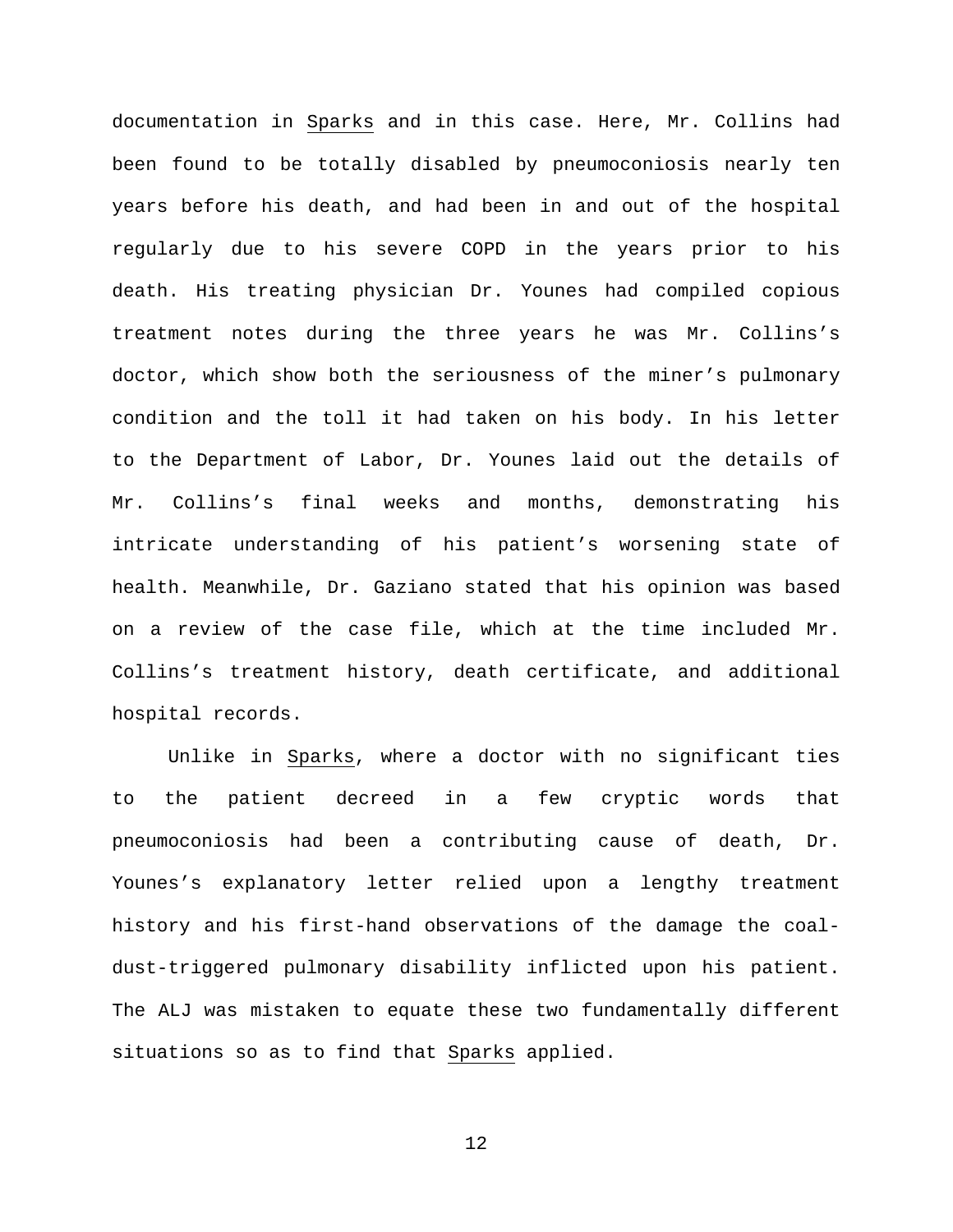documentation in Sparks and in this case. Here, Mr. Collins had been found to be totally disabled by pneumoconiosis nearly ten years before his death, and had been in and out of the hospital regularly due to his severe COPD in the years prior to his death. His treating physician Dr. Younes had compiled copious treatment notes during the three years he was Mr. Collins's doctor, which show both the seriousness of the miner's pulmonary condition and the toll it had taken on his body. In his letter to the Department of Labor, Dr. Younes laid out the details of Mr. Collins's final weeks and months, demonstrating his intricate understanding of his patient's worsening state of health. Meanwhile, Dr. Gaziano stated that his opinion was based on a review of the case file, which at the time included Mr. Collins's treatment history, death certificate, and additional hospital records.

Unlike in Sparks, where a doctor with no significant ties to the patient decreed in a few cryptic words that pneumoconiosis had been a contributing cause of death, Dr. Younes's explanatory letter relied upon a lengthy treatment history and his first-hand observations of the damage the coal-dust-triggered pulmonary disability inflicted upon his patient. The ALJ was mistaken to equate these two fundamentally different situations so as to find that Sparks applied.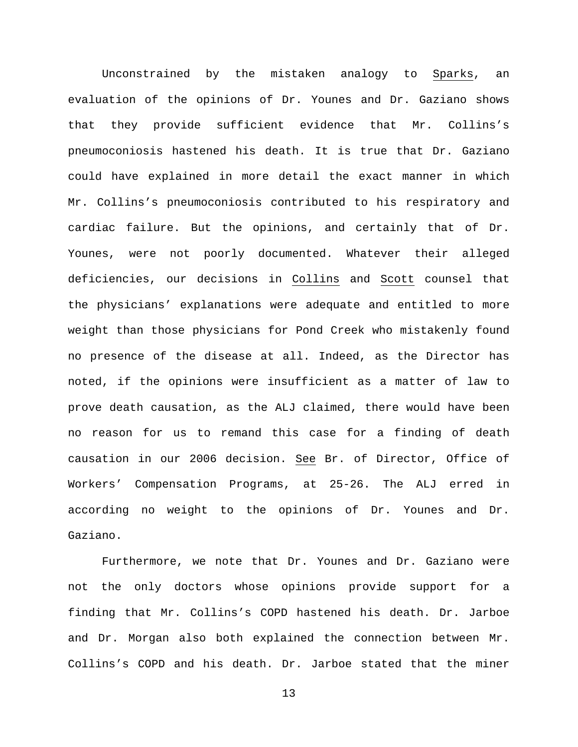Unconstrained by the mistaken analogy to Sparks, an evaluation of the opinions of Dr. Younes and Dr. Gaziano shows that they provide sufficient evidence that Mr. Collins's pneumoconiosis hastened his death. It is true that Dr. Gaziano could have explained in more detail the exact manner in which Mr. Collins's pneumoconiosis contributed to his respiratory and cardiac failure. But the opinions, and certainly that of Dr. Younes, were not poorly documented. Whatever their alleged deficiencies, our decisions in Collins and Scott counsel that the physicians' explanations were adequate and entitled to more weight than those physicians for Pond Creek who mistakenly found no presence of the disease at all. Indeed, as the Director has noted, if the opinions were insufficient as a matter of law to prove death causation, as the ALJ claimed, there would have been no reason for us to remand this case for a finding of death causation in our 2006 decision. See Br. of Director, Office of Workers' Compensation Programs, at 25-26. The ALJ erred in according no weight to the opinions of Dr. Younes and Dr. Gaziano.

Furthermore, we note that Dr. Younes and Dr. Gaziano were not the only doctors whose opinions provide support for a finding that Mr. Collins's COPD hastened his death. Dr. Jarboe and Dr. Morgan also both explained the connection between Mr. Collins's COPD and his death. Dr. Jarboe stated that the miner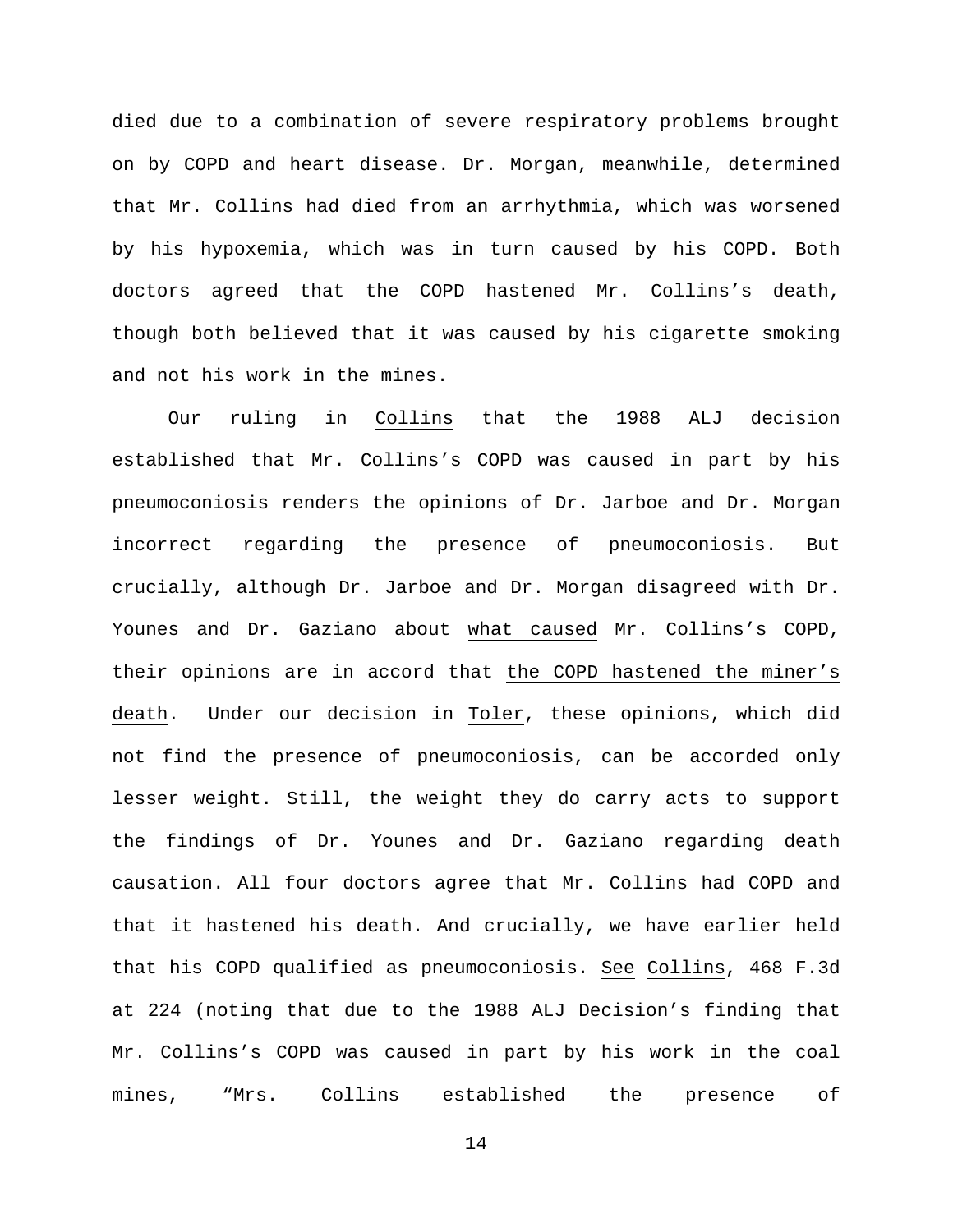died due to a combination of severe respiratory problems brought on by COPD and heart disease. Dr. Morgan, meanwhile, determined that Mr. Collins had died from an arrhythmia, which was worsened by his hypoxemia, which was in turn caused by his COPD. Both doctors agreed that the COPD hastened Mr. Collins's death, though both believed that it was caused by his cigarette smoking and not his work in the mines.

Our ruling in Collins that the 1988 ALJ decision established that Mr. Collins's COPD was caused in part by his pneumoconiosis renders the opinions of Dr. Jarboe and Dr. Morgan incorrect regarding the presence of pneumoconiosis. But crucially, although Dr. Jarboe and Dr. Morgan disagreed with Dr. Younes and Dr. Gaziano about what caused Mr. Collins's COPD, their opinions are in accord that the COPD hastened the miner's death. Under our decision in Toler, these opinions, which did not find the presence of pneumoconiosis, can be accorded only lesser weight. Still, the weight they do carry acts to support the findings of Dr. Younes and Dr. Gaziano regarding death causation. All four doctors agree that Mr. Collins had COPD and that it hastened his death. And crucially, we have earlier held that his COPD qualified as pneumoconiosis. See Collins, 468 F.3d at 224 (noting that due to the 1988 ALJ Decision's finding that Mr. Collins's COPD was caused in part by his work in the coal mines, "Mrs. Collins established the presence of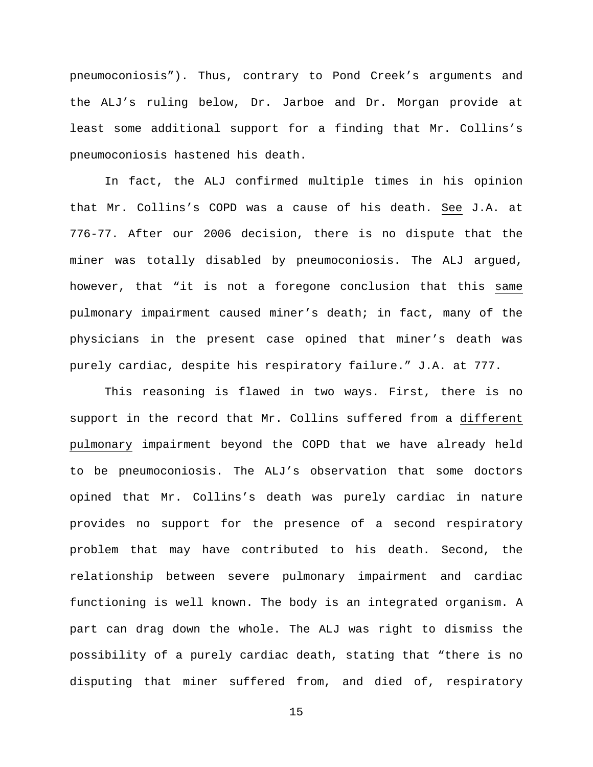pneumoconiosis"). Thus, contrary to Pond Creek's arguments and the ALJ's ruling below, Dr. Jarboe and Dr. Morgan provide at least some additional support for a finding that Mr. Collins's pneumoconiosis hastened his death.

In fact, the ALJ confirmed multiple times in his opinion that Mr. Collins's COPD was a cause of his death. See J.A. at 776-77. After our 2006 decision, there is no dispute that the miner was totally disabled by pneumoconiosis. The ALJ argued, however, that "it is not a foregone conclusion that this same pulmonary impairment caused miner's death; in fact, many of the physicians in the present case opined that miner's death was purely cardiac, despite his respiratory failure." J.A. at 777.

This reasoning is flawed in two ways. First, there is no support in the record that Mr. Collins suffered from a different pulmonary impairment beyond the COPD that we have already held to be pneumoconiosis. The ALJ's observation that some doctors opined that Mr. Collins's death was purely cardiac in nature provides no support for the presence of a second respiratory problem that may have contributed to his death. Second, the relationship between severe pulmonary impairment and cardiac functioning is well known. The body is an integrated organism. A part can drag down the whole. The ALJ was right to dismiss the possibility of a purely cardiac death, stating that "there is no disputing that miner suffered from, and died of, respiratory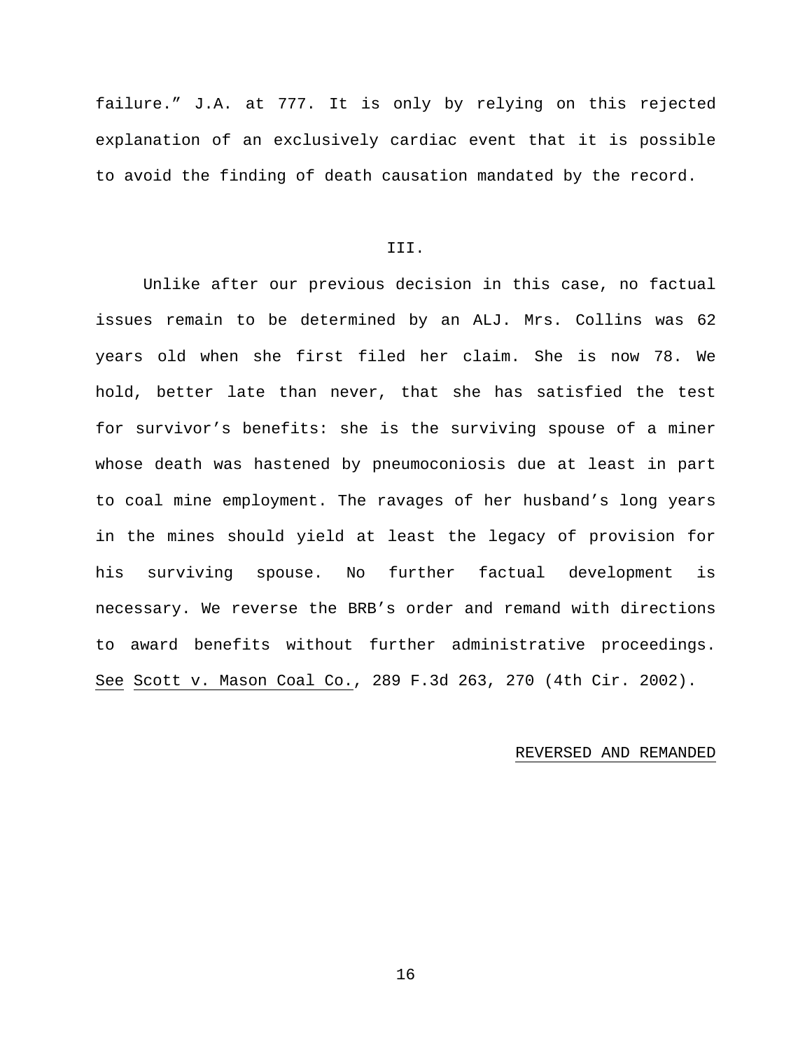failure." J.A. at 777. It is only by relying on this rejected explanation of an exclusively cardiac event that it is possible to avoid the finding of death causation mandated by the record.

III.

Unlike after our previous decision in this case, no factual issues remain to be determined by an ALJ. Mrs. Collins was 62 years old when she first filed her claim. She is now 78. We hold, better late than never, that she has satisfied the test for survivor's benefits: she is the surviving spouse of a miner whose death was hastened by pneumoconiosis due at least in part to coal mine employment. The ravages of her husband's long years in the mines should yield at least the legacy of provision for his surviving spouse. No further factual development is necessary. We reverse the BRB's order and remand with directions to award benefits without further administrative proceedings. See Scott v. Mason Coal Co., 289 F.3d 263, 270 (4th Cir. 2002).

REVERSED AND REMANDED